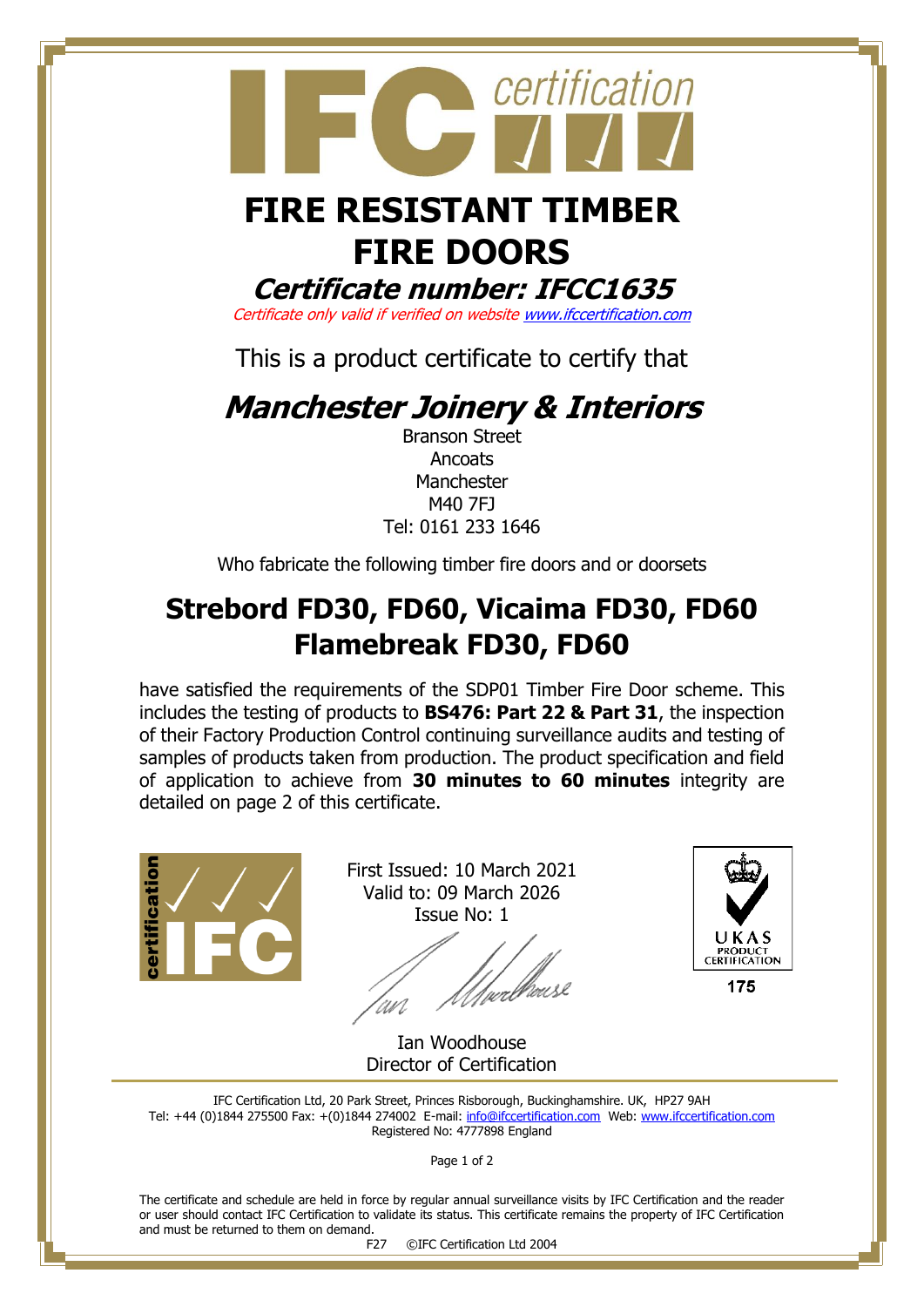# FIRE RESISTANT TIMBER FIRE DOORS

## *Certificate number: IFCC1635*

*Certificate only valid if verified on website www.ifccertification.com*

This is a product certificate to certify that

## *Manchester Joinery & Interiors*

Branson Street
Ancoats
Manchester
M40 7FJ
Tel: 0161 233 1646

Who fabricate the following timber fire doors and or doorsets

## Strebord FD30, FD60, Vicaima FD30, FD60 Flamebreak FD30, FD60

have satisfied the requirements of the SDP01 Timber Fire Door scheme. This includes the testing of products to **BS476: Part 22 & Part 31**, the inspection of their Factory Production Control continuing surveillance audits and testing of samples of products taken from production. The product specification and field of application to achieve from **30 minutes to 60 minutes** integrity are detailed on page 2 of this certificate.

First Issued: 10 March 2021
Valid to: 09 March 2026
Issue No: 1

Ian Woodhouse
Director of Certification

UKAS PRODUCT CERTIFICATION 175

IFC Certification Ltd, 20 Park Street, Princes Risborough, Buckinghamshire. UK, HP27 9AH
Tel: +44 (0)1844 275500 Fax: +(0)1844 274002 E-mail: info@ifccertification.com Web: www.ifccertification.com
Registered No: 4777898 England

The certificate and schedule are held in force by regular annual surveillance visits by IFC Certification and the reader or user should contact IFC Certification to validate its status. This certificate remains the property of IFC Certification and must be returned to them on demand.

F27 ©IFC Certification Ltd 2004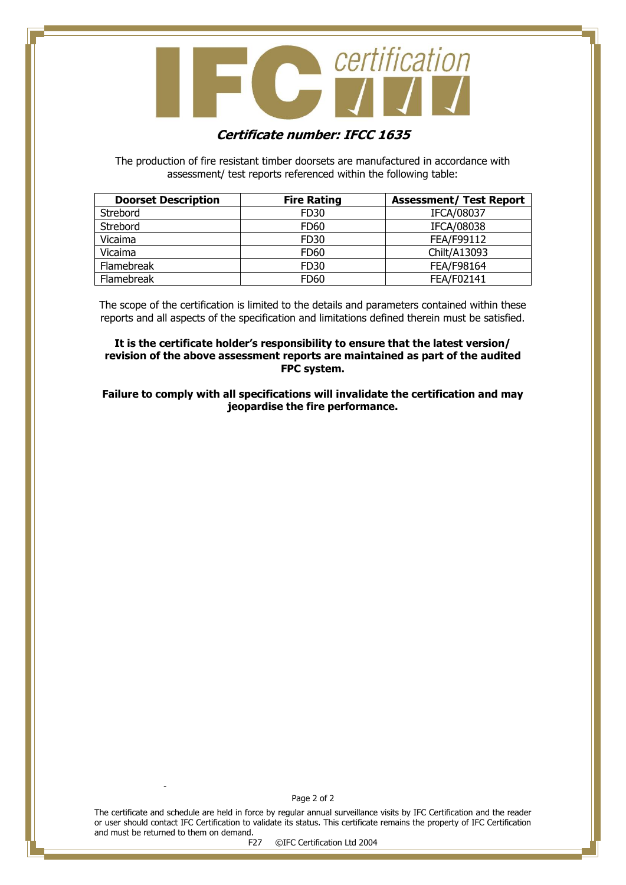**_Certificate number: IFCC 1635_**

The production of fire resistant timber doorsets are manufactured in accordance with assessment/ test reports referenced within the following table:

| Doorset Description | Fire Rating | Assessment/ Test Report |
|---|---|---|
| Strebord | FD30 | IFCA/08037 |
| Strebord | FD60 | IFCA/08038 |
| Vicaima | FD30 | FEA/F99112 |
| Vicaima | FD60 | Chilt/A13093 |
| Flamebreak | FD30 | FEA/F98164 |
| Flamebreak | FD60 | FEA/F02141 |

The scope of the certification is limited to the details and parameters contained within these reports and all aspects of the specification and limitations defined therein must be satisfied.

**It is the certificate holder's responsibility to ensure that the latest version/ revision of the above assessment reports are maintained as part of the audited FPC system.**

**Failure to comply with all specifications will invalidate the certification and may jeopardise the fire performance.**

The certificate and schedule are held in force by regular annual surveillance visits by IFC Certification and the reader or user should contact IFC Certification to validate its status. This certificate remains the property of IFC Certification and must be returned to them on demand.

F27 ©IFC Certification Ltd 2004